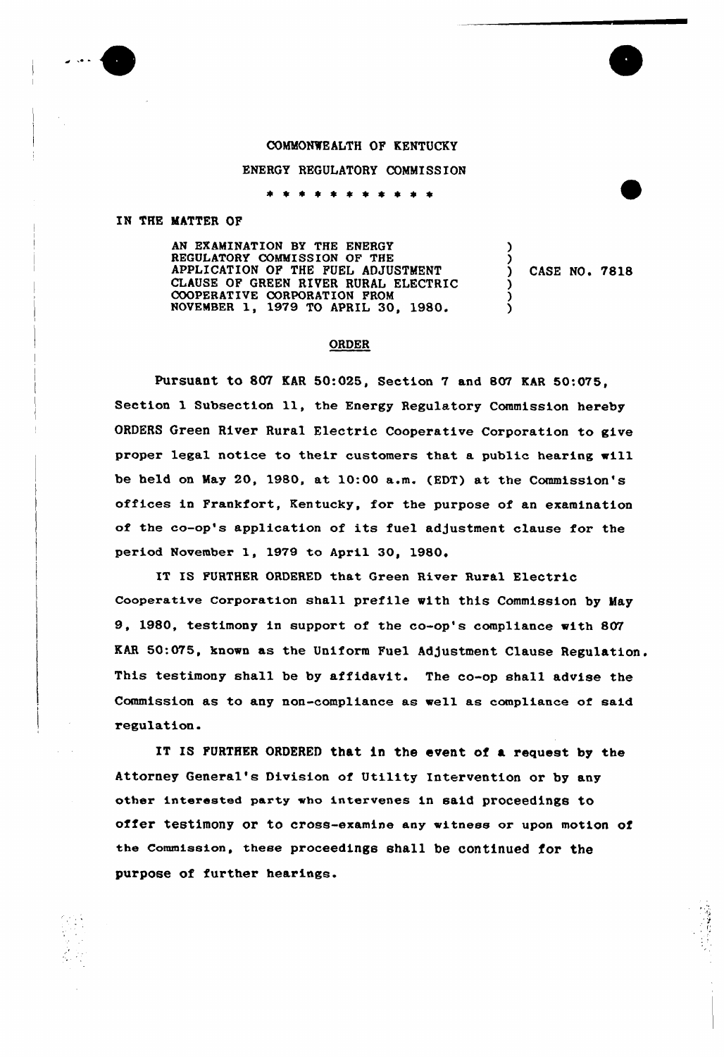COMMONWEALTH OF KENTUCKY

ENERGY REGULATORY COMMISSION

* * * * * * * * * * *

IN THE MATTER OF

| | |
|---|---|
| AN EXAMINATION BY THE ENERGY REGULATORY COMMISSION OF THE APPLICATION OF THE FUEL ADJUSTMENT CLAUSE OF GREEN RIVER RURAL ELECTRIC COOPERATIVE CORPORATION FROM NOVEMBER 1, 1979 TO APRIL 30, 1980. | CASE NO. 7818 |

## ORDER

Pursuant to 807 KAR 50:025, Section 7 and 807 KAR 50:075, Section 1 Subsection 11, the Energy Regulatory Commission hereby ORDERS Green River Rural Electric Cooperative Corporation to give proper legal notice to their customers that a public hearing will be held on May 20, 1980, at 10:00 a.m. (EDT) at the Commission's offices in Frankfort, Kentucky, for the purpose of an examination of the co-op's application of its fuel adjustment clause for the period November 1, 1979 to April 30, 1980.

IT IS FURTHER ORDERED that Green River Rural Electric Cooperative Corporation shall prefile with this Commission by May 9, 1980, testimony in support of the co-op's compliance with 807 KAR 50:075, known as the Uniform Fuel Adjustment Clause Regulation. This testimony shall be by affidavit. The co-op shall advise the Commission as to any non-compliance as well as compliance of said regulation.

IT IS FURTHER ORDERED that in the event of a request by the Attorney General's Division of Utility Intervention or by any other interested party who intervenes in said proceedings to offer testimony or to cross-examine any witness or upon motion of the Commission, these proceedings shall be continued for the purpose of further hearings.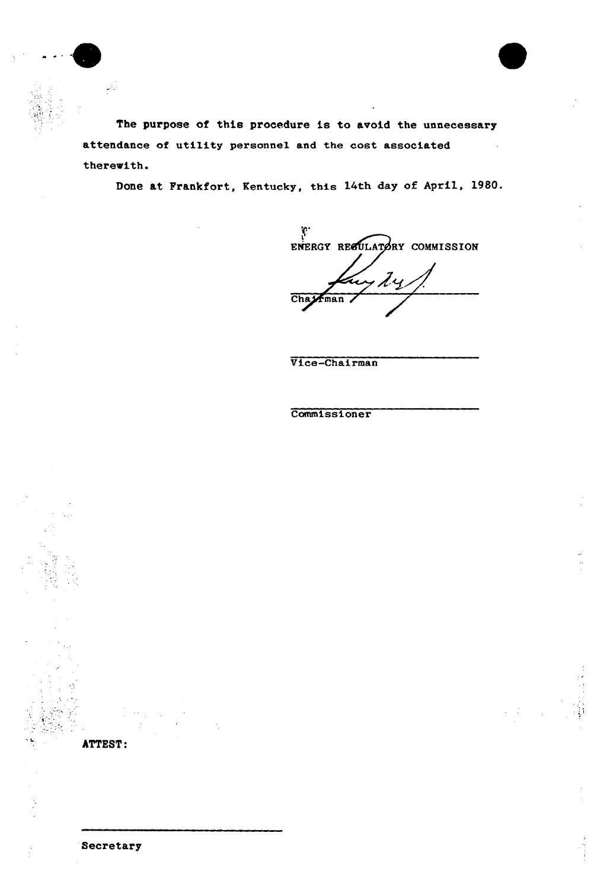The purpose of this procedure is to avoid the unnecessary attendance of utility personnel and the cost associated therewith.

Done at Frankfort, Kentucky, this 14th day of April, 1980.

ENERGY REGULATORY COMMISSION

Chairman

Vice-Chairman

Commissioner

ATTEST:

Secretary